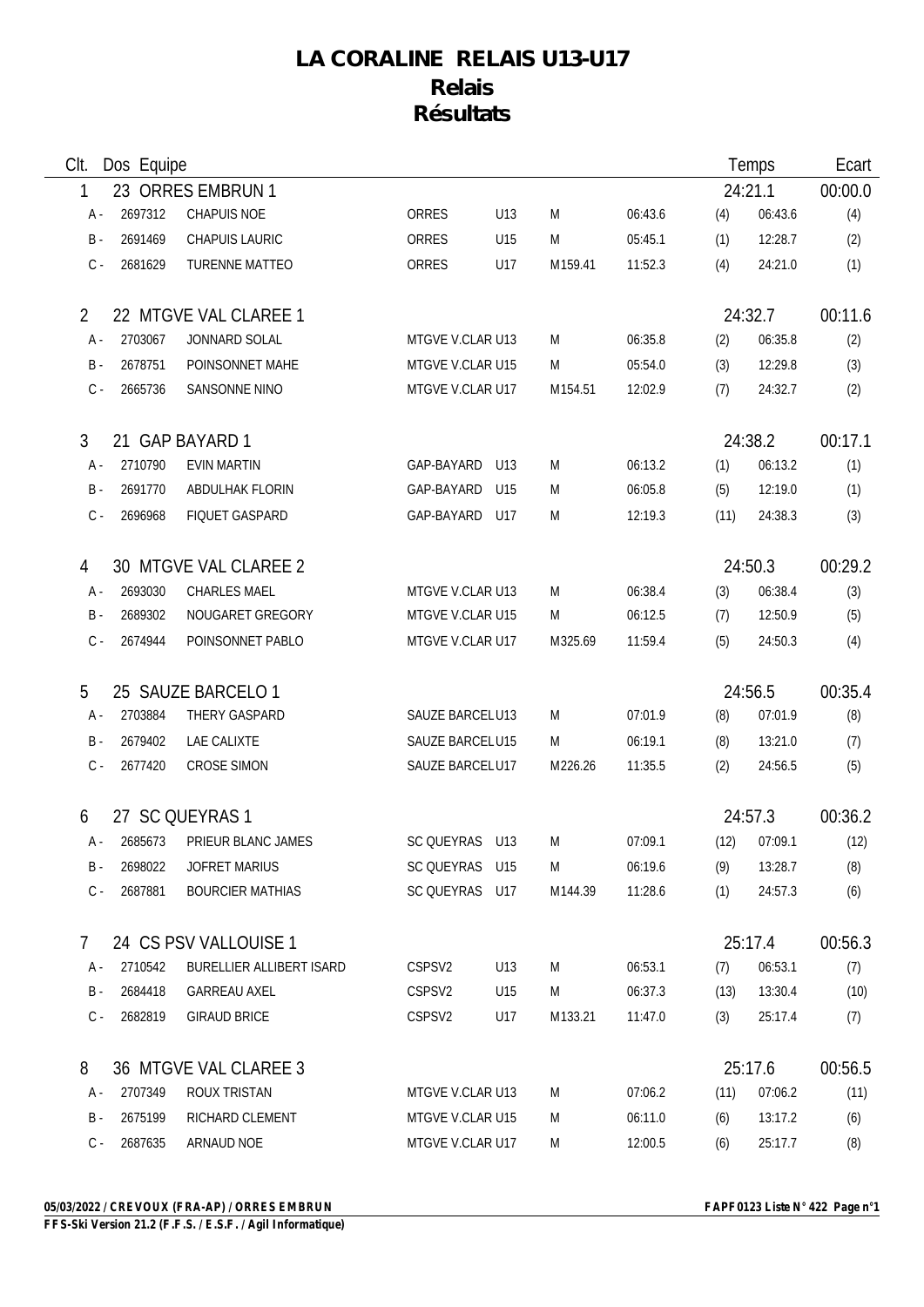# LA CORALINE RELAIS U13-U17

## Relais

## Résultats

| Clt. | Dos | Equipe | | | | | | | Temps | Ecart |
|---|---|---|---|---|---|---|---|---|---|---|
| 1 | 23 | ORRES EMBRUN 1 | | | | | | | 24:21.1 | 00:00.0 |
| A - | 2697312 | CHAPUIS NOE | ORRES | U13 | M | | 06:43.6 | (4) | 06:43.6 | (4) |
| B - | 2691469 | CHAPUIS LAURIC | ORRES | U15 | M | | 05:45.1 | (1) | 12:28.7 | (2) |
| C - | 2681629 | TURENNE MATTEO | ORRES | U17 | M | 159.41 | 11:52.3 | (4) | 24:21.0 | (1) |
| 2 | 22 | MTGVE VAL CLAREE 1 | | | | | | | 24:32.7 | 00:11.6 |
| A - | 2703067 | JONNARD SOLAL | MTGVE V.CLAR | U13 | M | | 06:35.8 | (2) | 06:35.8 | (2) |
| B - | 2678751 | POINSONNET MAHE | MTGVE V.CLAR | U15 | M | | 05:54.0 | (3) | 12:29.8 | (3) |
| C - | 2665736 | SANSONNE NINO | MTGVE V.CLAR | U17 | M | 154.51 | 12:02.9 | (7) | 24:32.7 | (2) |
| 3 | 21 | GAP BAYARD 1 | | | | | | | 24:38.2 | 00:17.1 |
| A - | 2710790 | EVIN MARTIN | GAP-BAYARD | U13 | M | | 06:13.2 | (1) | 06:13.2 | (1) |
| B - | 2691770 | ABDULHAK FLORIN | GAP-BAYARD | U15 | M | | 06:05.8 | (5) | 12:19.0 | (1) |
| C - | 2696968 | FIQUET GASPARD | GAP-BAYARD | U17 | M | | 12:19.3 | (11) | 24:38.3 | (3) |
| 4 | 30 | MTGVE VAL CLAREE 2 | | | | | | | 24:50.3 | 00:29.2 |
| A - | 2693030 | CHARLES MAEL | MTGVE V.CLAR | U13 | M | | 06:38.4 | (3) | 06:38.4 | (3) |
| B - | 2689302 | NOUGARET GREGORY | MTGVE V.CLAR | U15 | M | | 06:12.5 | (7) | 12:50.9 | (5) |
| C - | 2674944 | POINSONNET PABLO | MTGVE V.CLAR | U17 | M | 325.69 | 11:59.4 | (5) | 24:50.3 | (4) |
| 5 | 25 | SAUZE BARCELO 1 | | | | | | | 24:56.5 | 00:35.4 |
| A - | 2703884 | THERY GASPARD | SAUZE BARCEL | U13 | M | | 07:01.9 | (8) | 07:01.9 | (8) |
| B - | 2679402 | LAE CALIXTE | SAUZE BARCEL | U15 | M | | 06:19.1 | (8) | 13:21.0 | (7) |
| C - | 2677420 | CROSE SIMON | SAUZE BARCEL | U17 | M | 226.26 | 11:35.5 | (2) | 24:56.5 | (5) |
| 6 | 27 | SC QUEYRAS 1 | | | | | | | 24:57.3 | 00:36.2 |
| A - | 2685673 | PRIEUR BLANC JAMES | SC QUEYRAS | U13 | M | | 07:09.1 | (12) | 07:09.1 | (12) |
| B - | 2698022 | JOFRET MARIUS | SC QUEYRAS | U15 | M | | 06:19.6 | (9) | 13:28.7 | (8) |
| C - | 2687881 | BOURCIER MATHIAS | SC QUEYRAS | U17 | M | 144.39 | 11:28.6 | (1) | 24:57.3 | (6) |
| 7 | 24 | CS PSV VALLOUISE 1 | | | | | | | 25:17.4 | 00:56.3 |
| A - | 2710542 | BURELLIER ALLIBERT ISARD | CSPSV2 | U13 | M | | 06:53.1 | (7) | 06:53.1 | (7) |
| B - | 2684418 | GARREAU AXEL | CSPSV2 | U15 | M | | 06:37.3 | (13) | 13:30.4 | (10) |
| C - | 2682819 | GIRAUD BRICE | CSPSV2 | U17 | M | 133.21 | 11:47.0 | (3) | 25:17.4 | (7) |
| 8 | 36 | MTGVE VAL CLAREE 3 | | | | | | | 25:17.6 | 00:56.5 |
| A - | 2707349 | ROUX TRISTAN | MTGVE V.CLAR | U13 | M | | 07:06.2 | (11) | 07:06.2 | (11) |
| B - | 2675199 | RICHARD CLEMENT | MTGVE V.CLAR | U15 | M | | 06:11.0 | (6) | 13:17.2 | (6) |
| C - | 2687635 | ARNAUD NOE | MTGVE V.CLAR | U17 | M | | 12:00.5 | (6) | 25:17.7 | (8) |

05/03/2022 / CREVOUX (FRA-AP) / ORRES EMBRUN

FAPF0123 Liste N° 422

FFS-Ski Version 21.2 (F.F.S. / E.S.F. / Agil Informatique)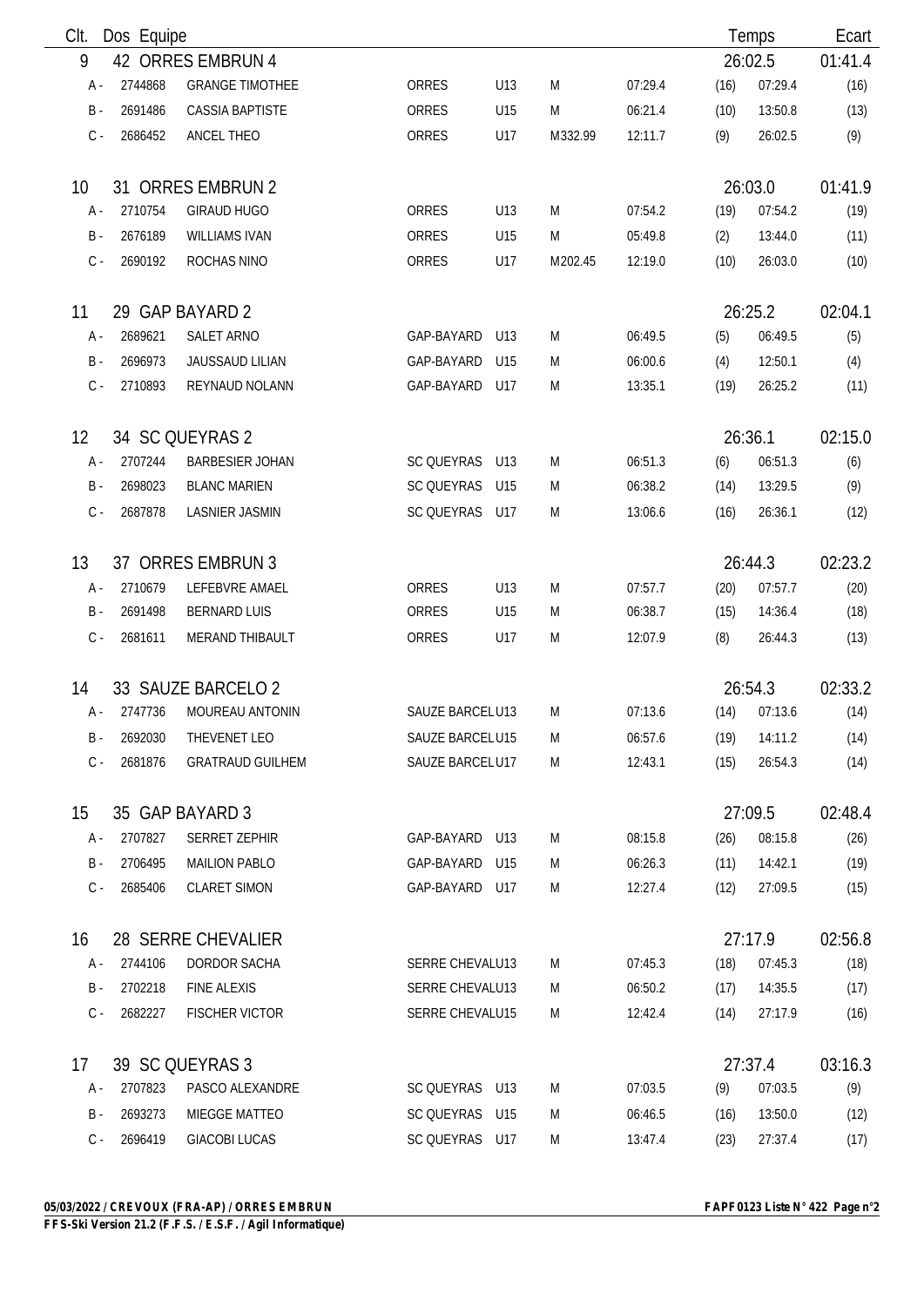| Clt. | Dos | Equipe | | | | | | | Temps | Ecart |
|---|---|---|---|---|---|---|---|---|---|---|
| 9 | 42 | ORRES EMBRUN 4 | | | | | | | 26:02.5 | 01:41.4 |
| A - | 2744868 | GRANGE TIMOTHEE | ORRES | U13 | M | 07:29.4 | (16) | 07:29.4 | | (16) |
| B - | 2691486 | CASSIA BAPTISTE | ORRES | U15 | M | 06:21.4 | (10) | 13:50.8 | | (13) |
| C - | 2686452 | ANCEL THEO | ORRES | U17 | M332.99 | 12:11.7 | (9) | 26:02.5 | | (9) |
| 10 | 31 | ORRES EMBRUN 2 | | | | | | | 26:03.0 | 01:41.9 |
| A - | 2710754 | GIRAUD HUGO | ORRES | U13 | M | 07:54.2 | (19) | 07:54.2 | | (19) |
| B - | 2676189 | WILLIAMS IVAN | ORRES | U15 | M | 05:49.8 | (2) | 13:44.0 | | (11) |
| C - | 2690192 | ROCHAS NINO | ORRES | U17 | M202.45 | 12:19.0 | (10) | 26:03.0 | | (10) |
| 11 | 29 | GAP BAYARD 2 | | | | | | | 26:25.2 | 02:04.1 |
| A - | 2689621 | SALET ARNO | GAP-BAYARD | U13 | M | 06:49.5 | (5) | 06:49.5 | | (5) |
| B - | 2696973 | JAUSSAUD LILIAN | GAP-BAYARD | U15 | M | 06:00.6 | (4) | 12:50.1 | | (4) |
| C - | 2710893 | REYNAUD NOLANN | GAP-BAYARD | U17 | M | 13:35.1 | (19) | 26:25.2 | | (11) |
| 12 | 34 | SC QUEYRAS 2 | | | | | | | 26:36.1 | 02:15.0 |
| A - | 2707244 | BARBESIER JOHAN | SC QUEYRAS | U13 | M | 06:51.3 | (6) | 06:51.3 | | (6) |
| B - | 2698023 | BLANC MARIEN | SC QUEYRAS | U15 | M | 06:38.2 | (14) | 13:29.5 | | (9) |
| C - | 2687878 | LASNIER JASMIN | SC QUEYRAS | U17 | M | 13:06.6 | (16) | 26:36.1 | | (12) |
| 13 | 37 | ORRES EMBRUN 3 | | | | | | | 26:44.3 | 02:23.2 |
| A - | 2710679 | LEFEBVRE AMAEL | ORRES | U13 | M | 07:57.7 | (20) | 07:57.7 | | (20) |
| B - | 2691498 | BERNARD LUIS | ORRES | U15 | M | 06:38.7 | (15) | 14:36.4 | | (18) |
| C - | 2681611 | MERAND THIBAULT | ORRES | U17 | M | 12:07.9 | (8) | 26:44.3 | | (13) |
| 14 | 33 | SAUZE BARCELO 2 | | | | | | | 26:54.3 | 02:33.2 |
| A - | 2747736 | MOUREAU ANTONIN | SAUZE BARCEL | U13 | M | 07:13.6 | (14) | 07:13.6 | | (14) |
| B - | 2692030 | THEVENET LEO | SAUZE BARCEL | U15 | M | 06:57.6 | (19) | 14:11.2 | | (14) |
| C - | 2681876 | GRATRAUD GUILHEM | SAUZE BARCEL | U17 | M | 12:43.1 | (15) | 26:54.3 | | (14) |
| 15 | 35 | GAP BAYARD 3 | | | | | | | 27:09.5 | 02:48.4 |
| A - | 2707827 | SERRET ZEPHIR | GAP-BAYARD | U13 | M | 08:15.8 | (26) | 08:15.8 | | (26) |
| B - | 2706495 | MAILION PABLO | GAP-BAYARD | U15 | M | 06:26.3 | (11) | 14:42.1 | | (19) |
| C - | 2685406 | CLARET SIMON | GAP-BAYARD | U17 | M | 12:27.4 | (12) | 27:09.5 | | (15) |
| 16 | 28 | SERRE CHEVALIER | | | | | | | 27:17.9 | 02:56.8 |
| A - | 2744106 | DORDOR SACHA | SERRE CHEVAL | U13 | M | 07:45.3 | (18) | 07:45.3 | | (18) |
| B - | 2702218 | FINE ALEXIS | SERRE CHEVAL | U13 | M | 06:50.2 | (17) | 14:35.5 | | (17) |
| C - | 2682227 | FISCHER VICTOR | SERRE CHEVAL | U15 | M | 12:42.4 | (14) | 27:17.9 | | (16) |
| 17 | 39 | SC QUEYRAS 3 | | | | | | | 27:37.4 | 03:16.3 |
| A - | 2707823 | PASCO ALEXANDRE | SC QUEYRAS | U13 | M | 07:03.5 | (9) | 07:03.5 | | (9) |
| B - | 2693273 | MIEGGE MATTEO | SC QUEYRAS | U15 | M | 06:46.5 | (16) | 13:50.0 | | (12) |
| C - | 2696419 | GIACOBI LUCAS | SC QUEYRAS | U17 | M | 13:47.4 | (23) | 27:37.4 | | (17) |

**05/03/2022 / CREVOUX (FRA-AP) / ORRES EMBRUN** **FAPF0123 Liste N° 422**
**FFS-Ski Version 21.2 (F.F.S. / E.S.F. / Agil Informatique)**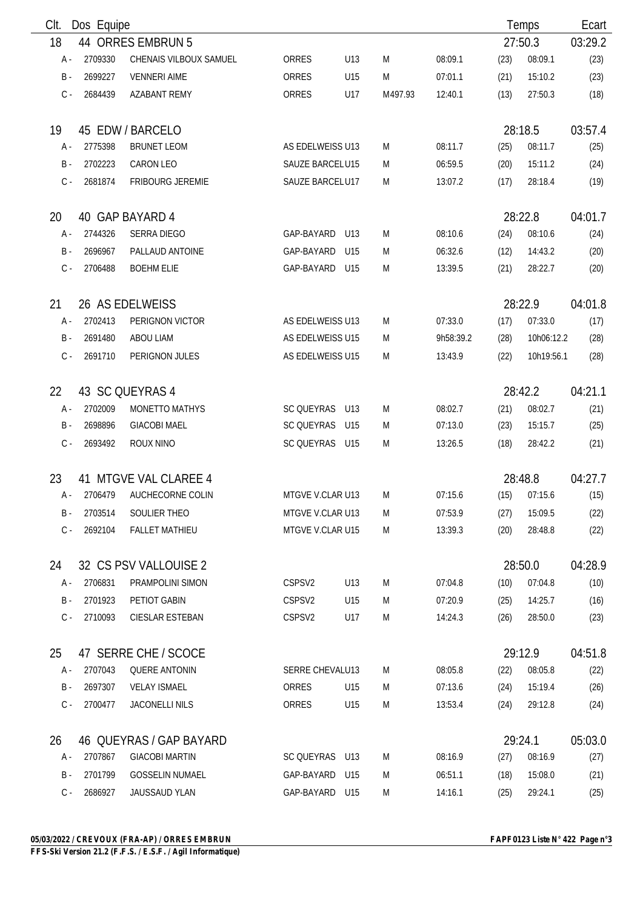| Clt. | Dos | Equipe | | | | | | | Temps | Ecart |
|---|---|---|---|---|---|---|---|---|---|---|
| 18 | 44 | ORRES EMBRUN 5 | | | | | | | 27:50.3 | 03:29.2 |
| A - | 2709330 | CHENAIS VILBOUX SAMUEL | ORRES | U13 | M | 08:09.1 | (23) | 08:09.1 | | (23) |
| B - | 2699227 | VENNERI AIME | ORRES | U15 | M | 07:01.1 | (21) | 15:10.2 | | (23) |
| C - | 2684439 | AZABANT REMY | ORRES | U17 | M497.93 | 12:40.1 | (13) | 27:50.3 | | (18) |
| 19 | 45 | EDW / BARCELO | | | | | | | 28:18.5 | 03:57.4 |
| A - | 2775398 | BRUNET LEOM | AS EDELWEISS | U13 | M | 08:11.7 | (25) | 08:11.7 | | (25) |
| B - | 2702223 | CARON LEO | SAUZE BARCEL | U15 | M | 06:59.5 | (20) | 15:11.2 | | (24) |
| C - | 2681874 | FRIBOURG JEREMIE | SAUZE BARCEL | U17 | M | 13:07.2 | (17) | 28:18.4 | | (19) |
| 20 | 40 | GAP BAYARD 4 | | | | | | | 28:22.8 | 04:01.7 |
| A - | 2744326 | SERRA DIEGO | GAP-BAYARD | U13 | M | 08:10.6 | (24) | 08:10.6 | | (24) |
| B - | 2696967 | PALLAUD ANTOINE | GAP-BAYARD | U15 | M | 06:32.6 | (12) | 14:43.2 | | (20) |
| C - | 2706488 | BOEHM ELIE | GAP-BAYARD | U15 | M | 13:39.5 | (21) | 28:22.7 | | (20) |
| 21 | 26 | AS EDELWEISS | | | | | | | 28:22.9 | 04:01.8 |
| A - | 2702413 | PERIGNON VICTOR | AS EDELWEISS | U13 | M | 07:33.0 | (17) | 07:33.0 | | (17) |
| B - | 2691480 | ABOU LIAM | AS EDELWEISS | U15 | M | 9h58:39.2 | (28) | 10h06:12.2 | | (28) |
| C - | 2691710 | PERIGNON JULES | AS EDELWEISS | U15 | M | 13:43.9 | (22) | 10h19:56.1 | | (28) |
| 22 | 43 | SC QUEYRAS 4 | | | | | | | 28:42.2 | 04:21.1 |
| A - | 2702009 | MONETTO MATHYS | SC QUEYRAS | U13 | M | 08:02.7 | (21) | 08:02.7 | | (21) |
| B - | 2698896 | GIACOBI MAEL | SC QUEYRAS | U15 | M | 07:13.0 | (23) | 15:15.7 | | (25) |
| C - | 2693492 | ROUX NINO | SC QUEYRAS | U15 | M | 13:26.5 | (18) | 28:42.2 | | (21) |
| 23 | 41 | MTGVE VAL CLAREE 4 | | | | | | | 28:48.8 | 04:27.7 |
| A - | 2706479 | AUCHECORNE COLIN | MTGVE V.CLAR | U13 | M | 07:15.6 | (15) | 07:15.6 | | (15) |
| B - | 2703514 | SOULIER THEO | MTGVE V.CLAR | U13 | M | 07:53.9 | (27) | 15:09.5 | | (22) |
| C - | 2692104 | FALLET MATHIEU | MTGVE V.CLAR | U15 | M | 13:39.3 | (20) | 28:48.8 | | (22) |
| 24 | 32 | CS PSV VALLOUISE 2 | | | | | | | 28:50.0 | 04:28.9 |
| A - | 2706831 | PRAMPOLINI SIMON | CSPSV2 | U13 | M | 07:04.8 | (10) | 07:04.8 | | (10) |
| B - | 2701923 | PETIOT GABIN | CSPSV2 | U15 | M | 07:20.9 | (25) | 14:25.7 | | (16) |
| C - | 2710093 | CIESLAR ESTEBAN | CSPSV2 | U17 | M | 14:24.3 | (26) | 28:50.0 | | (23) |
| 25 | 47 | SERRE CHE / SCOCE | | | | | | | 29:12.9 | 04:51.8 |
| A - | 2707043 | QUERE ANTONIN | SERRE CHEVAL | U13 | M | 08:05.8 | (22) | 08:05.8 | | (22) |
| B - | 2697307 | VELAY ISMAEL | ORRES | U15 | M | 07:13.6 | (24) | 15:19.4 | | (26) |
| C - | 2700477 | JACONELLI NILS | ORRES | U15 | M | 13:53.4 | (24) | 29:12.8 | | (24) |
| 26 | 46 | QUEYRAS / GAP BAYARD | | | | | | | 29:24.1 | 05:03.0 |
| A - | 2707867 | GIACOBI MARTIN | SC QUEYRAS | U13 | M | 08:16.9 | (27) | 08:16.9 | | (27) |
| B - | 2701799 | GOSSELIN NUMAEL | GAP-BAYARD | U15 | M | 06:51.1 | (18) | 15:08.0 | | (21) |
| C - | 2686927 | JAUSSAUD YLAN | GAP-BAYARD | U15 | M | 14:16.1 | (25) | 29:24.1 | | (25) |

**05/03/2022 / CREVOUX (FRA-AP) / ORRES EMBRUN**

**FAPF0123 Liste N° 422**

**FFS-Ski Version 21.2 (F.F.S. / E.S.F. / Agil Informatique)**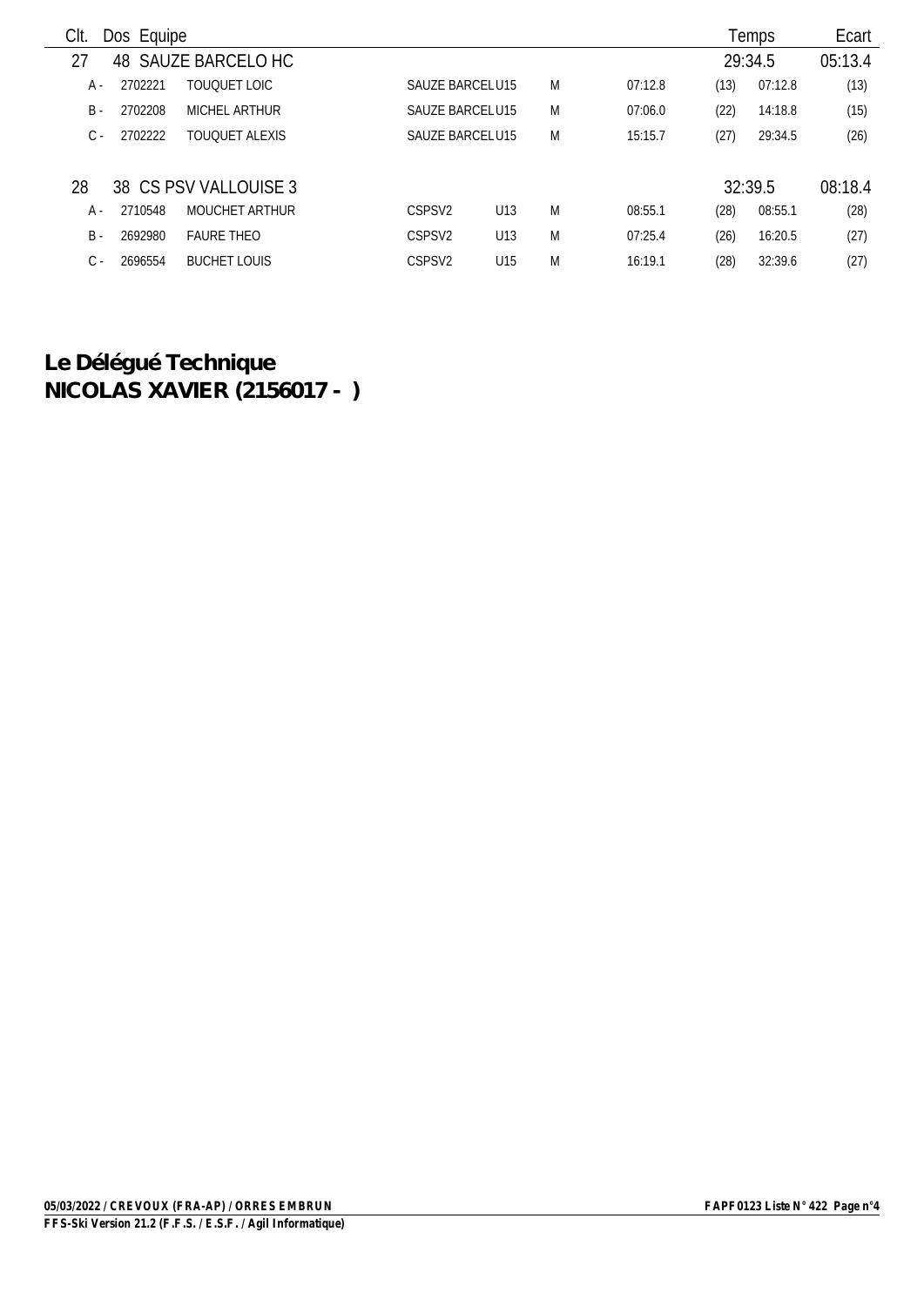| Clt. | Dos | Equipe | | | | | | | Temps | Ecart |
|---|---|---|---|---|---|---|---|---|---|---|
| 27 | 48 | SAUZE BARCELO HC | | | | | | | 29:34.5 | 05:13.4 |
| A - | 2702221 | TOUQUET LOIC | SAUZE BARCEL | U15 | M | 07:12.8 | (13) | | 07:12.8 | (13) |
| B - | 2702208 | MICHEL ARTHUR | SAUZE BARCEL | U15 | M | 07:06.0 | (22) | | 14:18.8 | (15) |
| C - | 2702222 | TOUQUET ALEXIS | SAUZE BARCEL | U15 | M | 15:15.7 | (27) | | 29:34.5 | (26) |
| 28 | 38 | CS PSV VALLOUISE 3 | | | | | | | 32:39.5 | 08:18.4 |
| A - | 2710548 | MOUCHET ARTHUR | CSPSV2 | U13 | M | 08:55.1 | (28) | | 08:55.1 | (28) |
| B - | 2692980 | FAURE THEO | CSPSV2 | U13 | M | 07:25.4 | (26) | | 16:20.5 | (27) |
| C - | 2696554 | BUCHET LOUIS | CSPSV2 | U15 | M | 16:19.1 | (28) | | 32:39.6 | (27) |

**Le Délégué Technique**
**NICOLAS XAVIER (2156017 - )**

05/03/2022 / CREVOUX (FRA-AP) / ORRES EMBRUN — FAPF0123 Liste N° 422

FFS-Ski Version 21.2 (F.F.S. / E.S.F. / Agil Informatique)